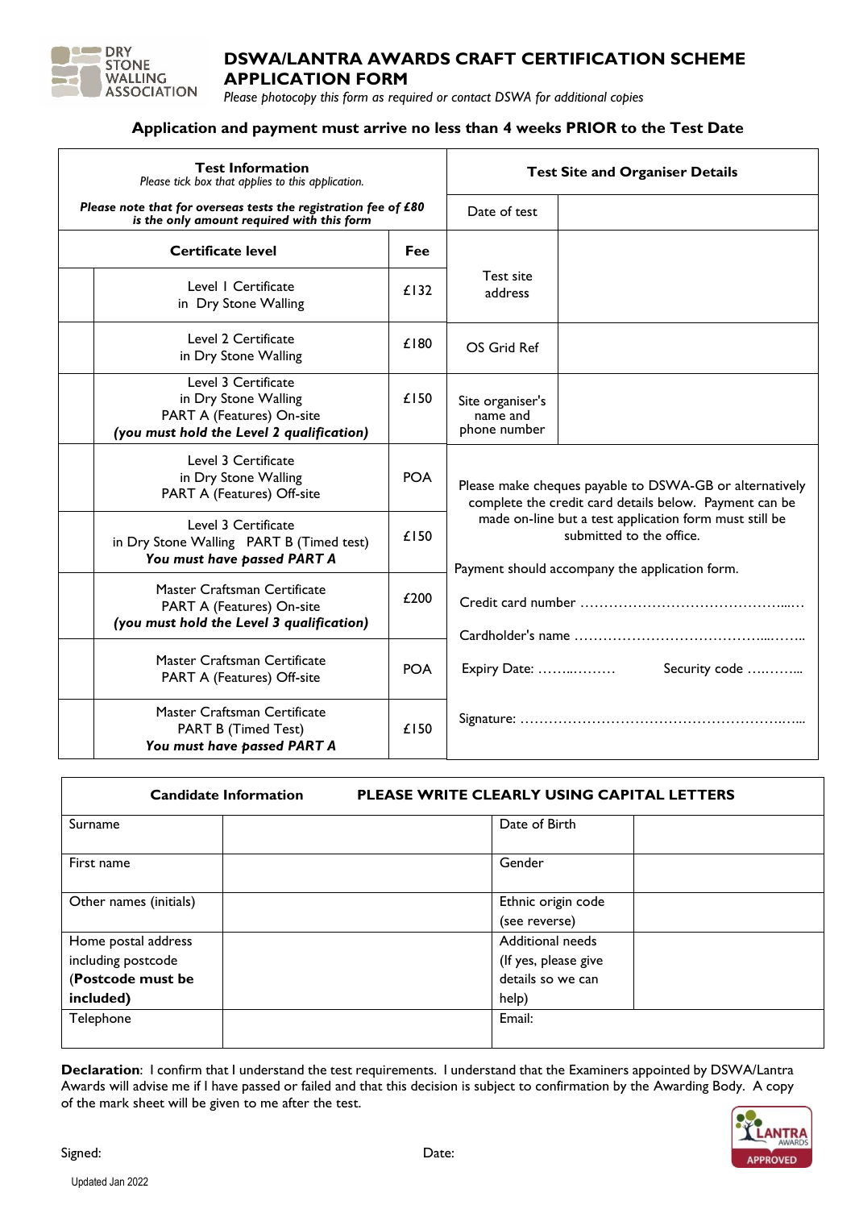DRY STONE WALLING ASSOCIATION

# DSWA/LANTRA AWARDS CRAFT CERTIFICATION SCHEME APPLICATION FORM

*Please photocopy this form as required or contact DSWA for additional copies*

**Application and payment must arrive no less than 4 weeks PRIOR to the Test Date**

| **Test Information** *Please tick box that applies to this application.* | | |
|---|---|---|
| ***Please note that for overseas tests the registration fee of £80 is the only amount required with this form*** | | |
| | **Certificate level** | **Fee** |
| | Level 1 Certificate in Dry Stone Walling | £132 |
| | Level 2 Certificate in Dry Stone Walling | £180 |
| | Level 3 Certificate in Dry Stone Walling PART A (Features) On-site ***(you must hold the Level 2 qualification)*** | £150 |
| | Level 3 Certificate in Dry Stone Walling PART A (Features) Off-site | POA |
| | Level 3 Certificate in Dry Stone Walling PART B (Timed test) ***You must have passed PART A*** | £150 |
| | Master Craftsman Certificate PART A (Features) On-site ***(you must hold the Level 3 qualification)*** | £200 |
| | Master Craftsman Certificate PART A (Features) Off-site | POA |
| | Master Craftsman Certificate PART B (Timed Test) ***You must have passed PART A*** | £150 |

| **Test Site and Organiser Details** | |
|---|---|
| Date of test | |
| Test site address | |
| OS Grid Ref | |
| Site organiser's name and phone number | |

Please make cheques payable to DSWA-GB or alternatively complete the credit card details below. Payment can be made on-line but a test application form must still be submitted to the office.

Payment should accompany the application form.

Credit card number ……………………………………….…

Cardholder's name ………………………………………..

Expiry Date: ……..……… Security code ….……...

Signature: ………………………………………………….…..

| **Candidate Information** **PLEASE WRITE CLEARLY USING CAPITAL LETTERS** | | | |
|---|---|---|---|
| Surname | | Date of Birth | |
| First name | | Gender | |
| Other names (initials) | | Ethnic origin code (see reverse) | |
| Home postal address including postcode (**Postcode must be included**) | | Additional needs (If yes, please give details so we can help) | |
| Telephone | | Email: | |

**Declaration**: I confirm that I understand the test requirements. I understand that the Examiners appointed by DSWA/Lantra Awards will advise me if I have passed or failed and that this decision is subject to confirmation by the Awarding Body. A copy of the mark sheet will be given to me after the test.

Signed: Date:

LANTRA AWARDS APPROVED

Updated Jan 2022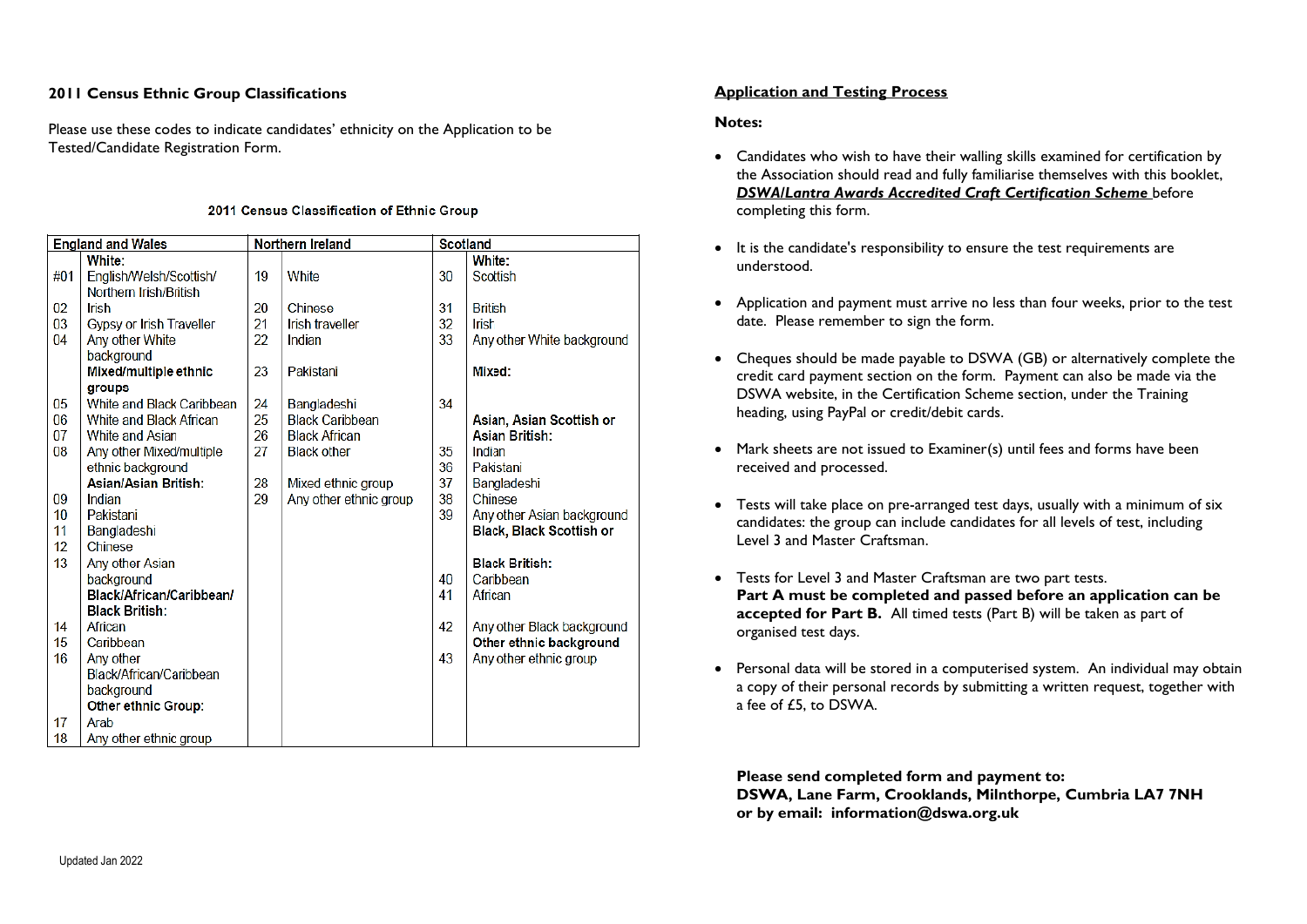## 2011 Census Ethnic Group Classifications

Please use these codes to indicate candidates' ethnicity on the Application to be Tested/Candidate Registration Form.

**2011 Census Classification of Ethnic Group**

| England and Wales | | Northern Ireland | | Scotland | |
|---|---|---|---|---|---|
| | **White:** | | | | **White:** |
| #01 | English/Welsh/Scottish/ Northern Irish/British | 19 | White | 30 | Scottish |
| 02 | Irish | 20 | Chinese | 31 | British |
| 03 | Gypsy or Irish Traveller | 21 | Irish traveller | 32 | Irish |
| 04 | Any other White background | 22 | Indian | 33 | Any other White background |
| | **Mixed/multiple ethnic groups** | 23 | Pakistani | | **Mixed:** |
| 05 | White and Black Caribbean | 24 | Bangladeshi | 34 | |
| 06 | White and Black African | 25 | Black Caribbean | | **Asian, Asian Scottish or** |
| 07 | White and Asian | 26 | Black African | | **Asian British:** |
| 08 | Any other Mixed/multiple ethnic background | 27 | Black other | 35 | Indian |
| | | | | 36 | Pakistani |
| | **Asian/Asian British:** | 28 | Mixed ethnic group | 37 | Bangladeshi |
| 09 | Indian | 29 | Any other ethnic group | 38 | Chinese |
| 10 | Pakistani | | | 39 | Any other Asian background |
| 11 | Bangladeshi | | | | **Black, Black Scottish or** |
| 12 | Chinese | | | | |
| 13 | Any other Asian background | | | | **Black British:** |
| | | | | 40 | Caribbean |
| | **Black/African/Caribbean/ Black British:** | | | 41 | African |
| 14 | African | | | 42 | Any other Black background |
| 15 | Caribbean | | | | **Other ethnic background** |
| 16 | Any other Black/African/Caribbean background | | | 43 | Any other ethnic group |
| | **Other ethnic Group:** | | | | |
| 17 | Arab | | | | |
| 18 | Any other ethnic group | | | | |

## Application and Testing Process

**Notes:**

- Candidates who wish to have their walling skills examined for certification by the Association should read and fully familiarise themselves with this booklet, ***DSWA/Lantra Awards Accredited Craft Certification Scheme*** before completing this form.
- It is the candidate's responsibility to ensure the test requirements are understood.
- Application and payment must arrive no less than four weeks, prior to the test date. Please remember to sign the form.
- Cheques should be made payable to DSWA (GB) or alternatively complete the credit card payment section on the form. Payment can also be made via the DSWA website, in the Certification Scheme section, under the Training heading, using PayPal or credit/debit cards.
- Mark sheets are not issued to Examiner(s) until fees and forms have been received and processed.
- Tests will take place on pre-arranged test days, usually with a minimum of six candidates: the group can include candidates for all levels of test, including Level 3 and Master Craftsman.
- Tests for Level 3 and Master Craftsman are two part tests. **Part A must be completed and passed before an application can be accepted for Part B.** All timed tests (Part B) will be taken as part of organised test days.
- Personal data will be stored in a computerised system. An individual may obtain a copy of their personal records by submitting a written request, together with a fee of £5, to DSWA.

**Please send completed form and payment to:**
**DSWA, Lane Farm, Crooklands, Milnthorpe, Cumbria LA7 7NH**
**or by email: information@dswa.org.uk**

Updated Jan 2022